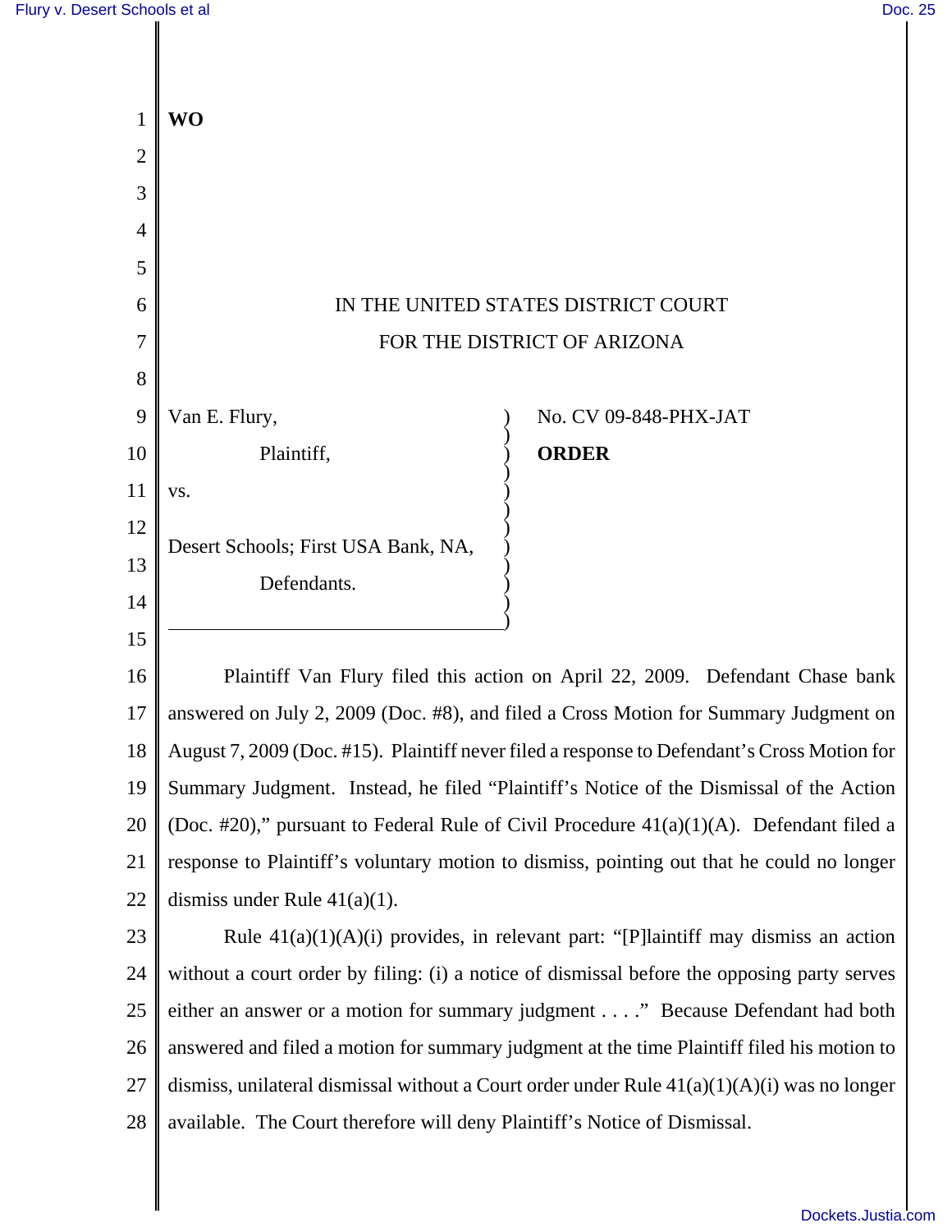**WO**

IN THE UNITED STATES DISTRICT COURT
FOR THE DISTRICT OF ARIZONA

Van E. Flury,

Plaintiff,

vs.

Desert Schools; First USA Bank, NA,

Defendants.

No. CV 09-848-PHX-JAT

**ORDER**

Plaintiff Van Flury filed this action on April 22, 2009. Defendant Chase bank answered on July 2, 2009 (Doc. #8), and filed a Cross Motion for Summary Judgment on August 7, 2009 (Doc. #15). Plaintiff never filed a response to Defendant's Cross Motion for Summary Judgment. Instead, he filed "Plaintiff's Notice of the Dismissal of the Action (Doc. #20)," pursuant to Federal Rule of Civil Procedure 41(a)(1)(A). Defendant filed a response to Plaintiff's voluntary motion to dismiss, pointing out that he could no longer dismiss under Rule 41(a)(1).

Rule 41(a)(1)(A)(i) provides, in relevant part: "[P]laintiff may dismiss an action without a court order by filing: (i) a notice of dismissal before the opposing party serves either an answer or a motion for summary judgment . . . ." Because Defendant had both answered and filed a motion for summary judgment at the time Plaintiff filed his motion to dismiss, unilateral dismissal without a Court order under Rule 41(a)(1)(A)(i) was no longer available. The Court therefore will deny Plaintiff's Notice of Dismissal.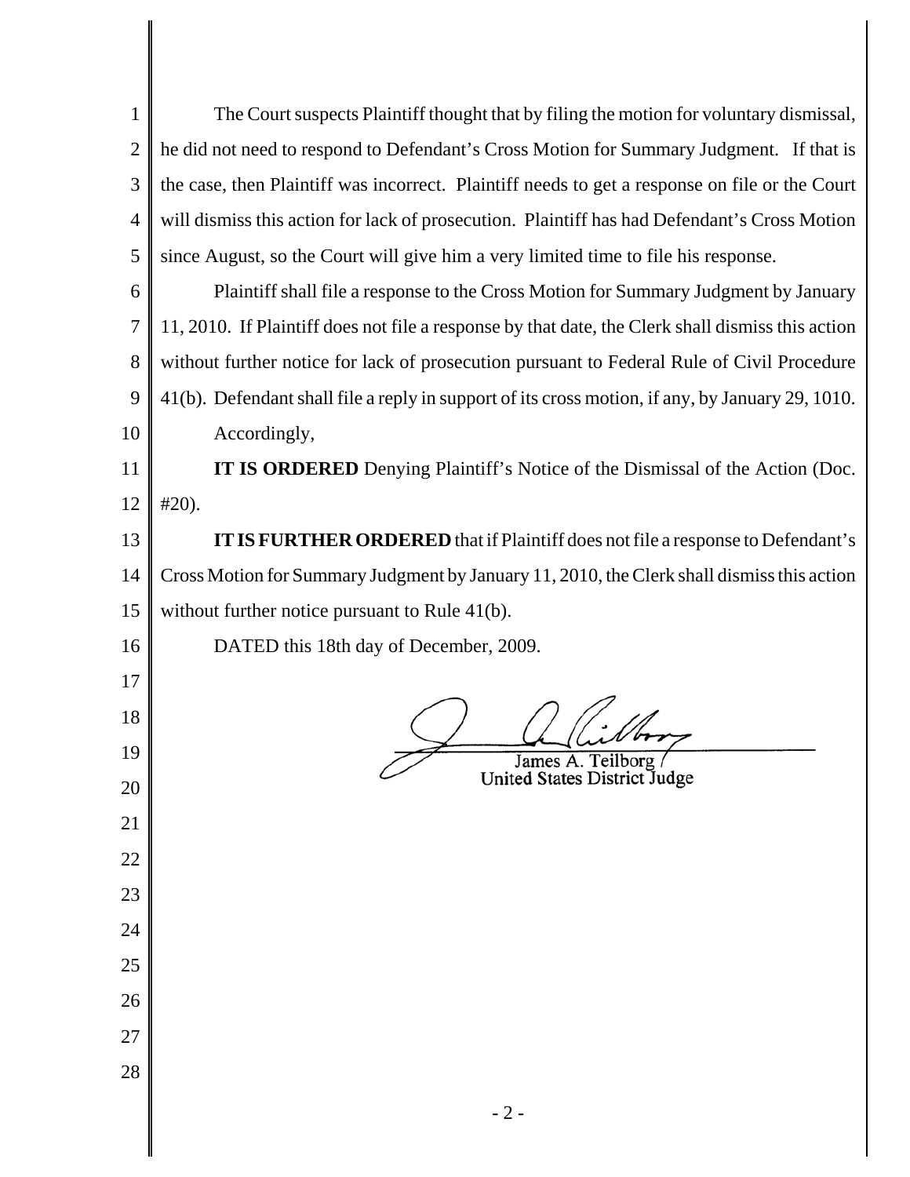The Court suspects Plaintiff thought that by filing the motion for voluntary dismissal, he did not need to respond to Defendant's Cross Motion for Summary Judgment. If that is the case, then Plaintiff was incorrect. Plaintiff needs to get a response on file or the Court will dismiss this action for lack of prosecution. Plaintiff has had Defendant's Cross Motion since August, so the Court will give him a very limited time to file his response.

Plaintiff shall file a response to the Cross Motion for Summary Judgment by January 11, 2010. If Plaintiff does not file a response by that date, the Clerk shall dismiss this action without further notice for lack of prosecution pursuant to Federal Rule of Civil Procedure 41(b). Defendant shall file a reply in support of its cross motion, if any, by January 29, 1010.

Accordingly,

**IT IS ORDERED** Denying Plaintiff's Notice of the Dismissal of the Action (Doc. #20).

**IT IS FURTHER ORDERED** that if Plaintiff does not file a response to Defendant's Cross Motion for Summary Judgment by January 11, 2010, the Clerk shall dismiss this action without further notice pursuant to Rule 41(b).

DATED this 18th day of December, 2009.

James A. Teilborg
United States District Judge